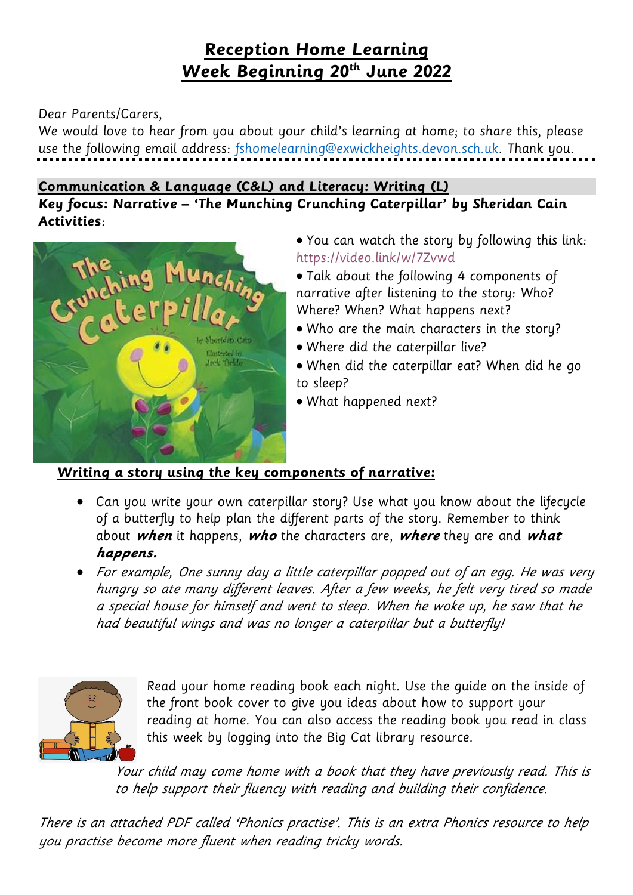# Reception Home Learning
# Week Beginning 20th June 2022

Dear Parents/Carers,

We would love to hear from you about your child's learning at home; to share this, please use the following email address: fshomelearning@exwickheights.devon.sch.uk. Thank you.

## Communication & Language (C&L) and Literacy: Writing (L)

**Key focus: Narrative – 'The Munching Crunching Caterpillar' by Sheridan Cain**

**Activities**:

- You can watch the story by following this link: https://video.link/w/7Zvwd
- Talk about the following 4 components of narrative after listening to the story: Who? Where? When? What happens next?
- Who are the main characters in the story?
- Where did the caterpillar live?
- When did the caterpillar eat? When did he go to sleep?
- What happened next?

### Writing a story using the key components of narrative:

- Can you write your own caterpillar story? Use what you know about the lifecycle of a butterfly to help plan the different parts of the story. Remember to think about ***when*** it happens, ***who*** the characters are, ***where*** they are and ***what happens.***
- *For example, One sunny day a little caterpillar popped out of an egg. He was very hungry so ate many different leaves. After a few weeks, he felt very tired so made a special house for himself and went to sleep. When he woke up, he saw that he had beautiful wings and was no longer a caterpillar but a butterfly!*

Read your home reading book each night. Use the guide on the inside of the front book cover to give you ideas about how to support your reading at home. You can also access the reading book you read in class this week by logging into the Big Cat library resource.

*Your child may come home with a book that they have previously read. This is to help support their fluency with reading and building their confidence.*

*There is an attached PDF called 'Phonics practise'. This is an extra Phonics resource to help you practise become more fluent when reading tricky words.*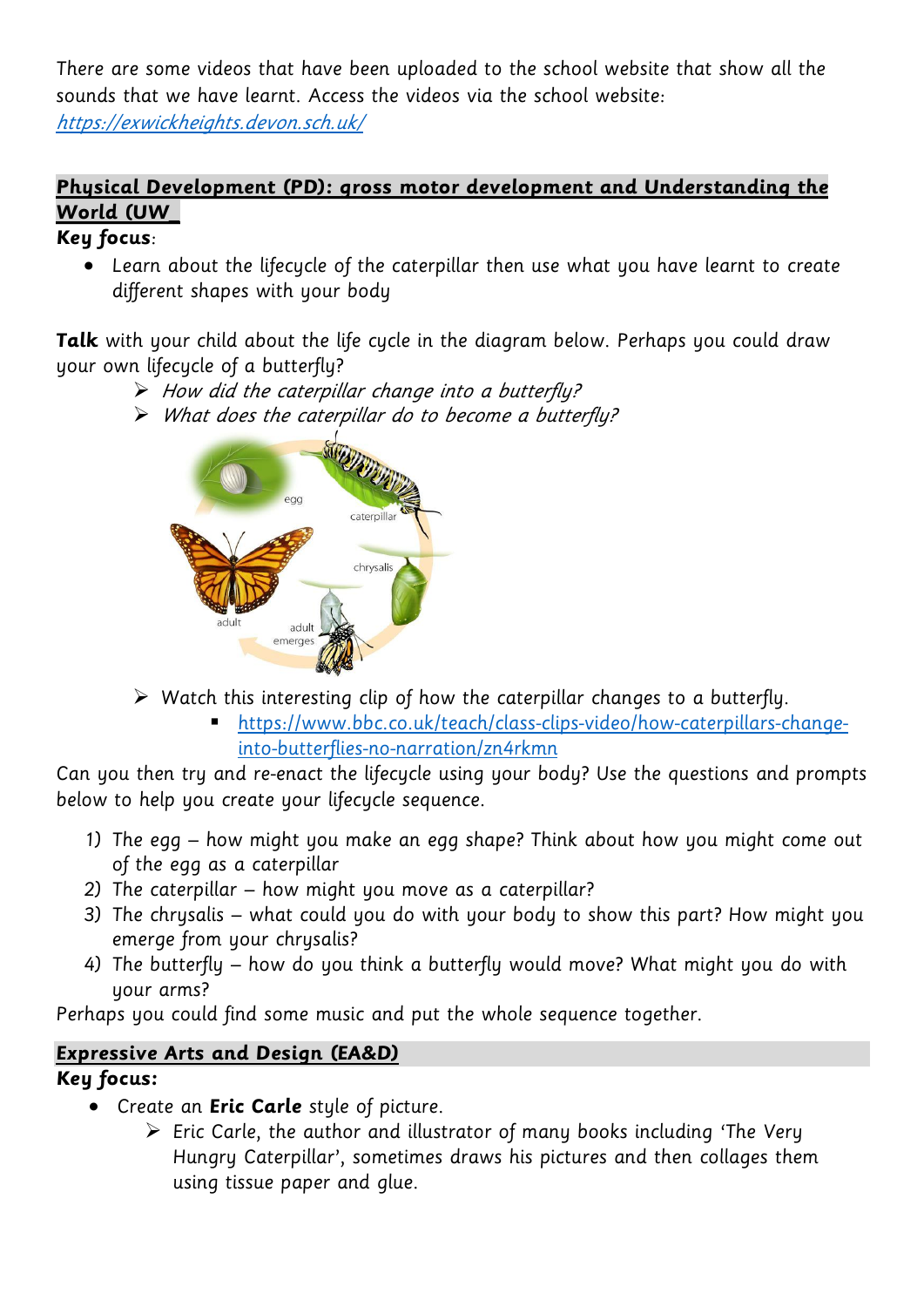There are some videos that have been uploaded to the school website that show all the sounds that we have learnt. Access the videos via the school website: [https://exwickheights.devon.sch.uk/](https://exwickheights.devon.sch.uk/)

## Physical Development (PD): gross motor development and Understanding the World (UW

**Key focus**:

- Learn about the lifecycle of the caterpillar then use what you have learnt to create different shapes with your body

**Talk** with your child about the life cycle in the diagram below. Perhaps you could draw your own lifecycle of a butterfly?

- *How did the caterpillar change into a butterfly?*
- *What does the caterpillar do to become a butterfly?*

egg

caterpillar

chrysalis

adult emerges

adult

- Watch this interesting clip of how the caterpillar changes to a butterfly.
  - [https://www.bbc.co.uk/teach/class-clips-video/how-caterpillars-change-into-butterflies-no-narration/zn4rkmn](https://www.bbc.co.uk/teach/class-clips-video/how-caterpillars-change-into-butterflies-no-narration/zn4rkmn)

Can you then try and re-enact the lifecycle using your body? Use the questions and prompts below to help you create your lifecycle sequence.

1) The egg – how might you make an egg shape? Think about how you might come out of the egg as a caterpillar
2) The caterpillar – how might you move as a caterpillar?
3) The chrysalis – what could you do with your body to show this part? How might you emerge from your chrysalis?
4) The butterfly – how do you think a butterfly would move? What might you do with your arms?

Perhaps you could find some music and put the whole sequence together.

## Expressive Arts and Design (EA&D)

**Key focus:**

- Create an **Eric Carle** style of picture.
  - Eric Carle, the author and illustrator of many books including 'The Very Hungry Caterpillar', sometimes draws his pictures and then collages them using tissue paper and glue.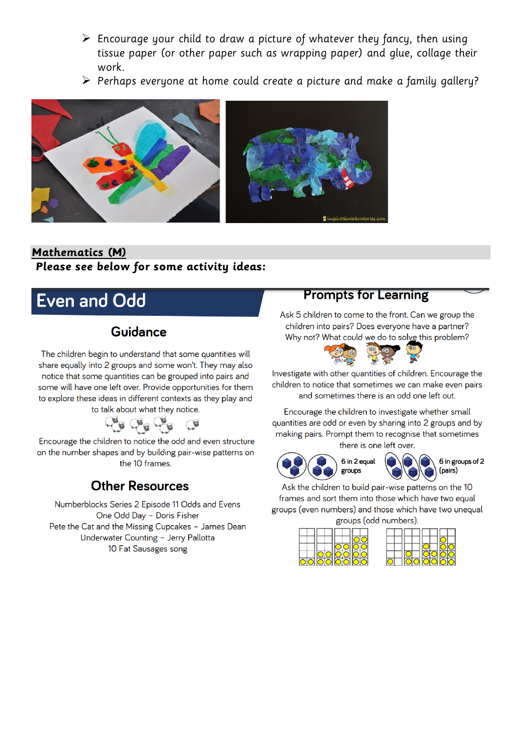- Encourage your child to draw a picture of whatever they fancy, then using tissue paper (or other paper such as wrapping paper) and glue, collage their work.
- Perhaps everyone at home could create a picture and make a family gallery?

## Mathematics (M)

**Please see below for some activity ideas:**

# Even and Odd

## Guidance

The children begin to understand that some quantities will share equally into 2 groups and some won't. They may also notice that some quantities can be grouped into pairs and some will have one left over. Provide opportunities for them to explore these ideas in different contexts as they play and to talk about what they notice.

Encourage the children to notice the odd and even structure on the number shapes and by building pair-wise patterns on the 10 frames.

## Other Resources

Numberblocks Series 2 Episode 11 Odds and Evens
One Odd Day – Doris Fisher
Pete the Cat and the Missing Cupcakes – James Dean
Underwater Counting – Jerry Pallotta
10 Fat Sausages song

## Prompts for Learning

Ask 5 children to come to the front. Can we group the children into pairs? Does everyone have a partner? Why not? What could we do to solve this problem?

Investigate with other quantities of children. Encourage the children to notice that sometimes we can make even pairs and sometimes there is an odd one left out.

Encourage the children to investigate whether small quantities are odd or even by sharing into 2 groups and by making pairs. Prompt them to recognise that sometimes there is one left over.

6 in 2 equal groups

6 in groups of 2 (pairs)

Ask the children to build pair-wise patterns on the 10 frames and sort them into those which have two equal groups (even numbers) and those which have two unequal groups (odd numbers).